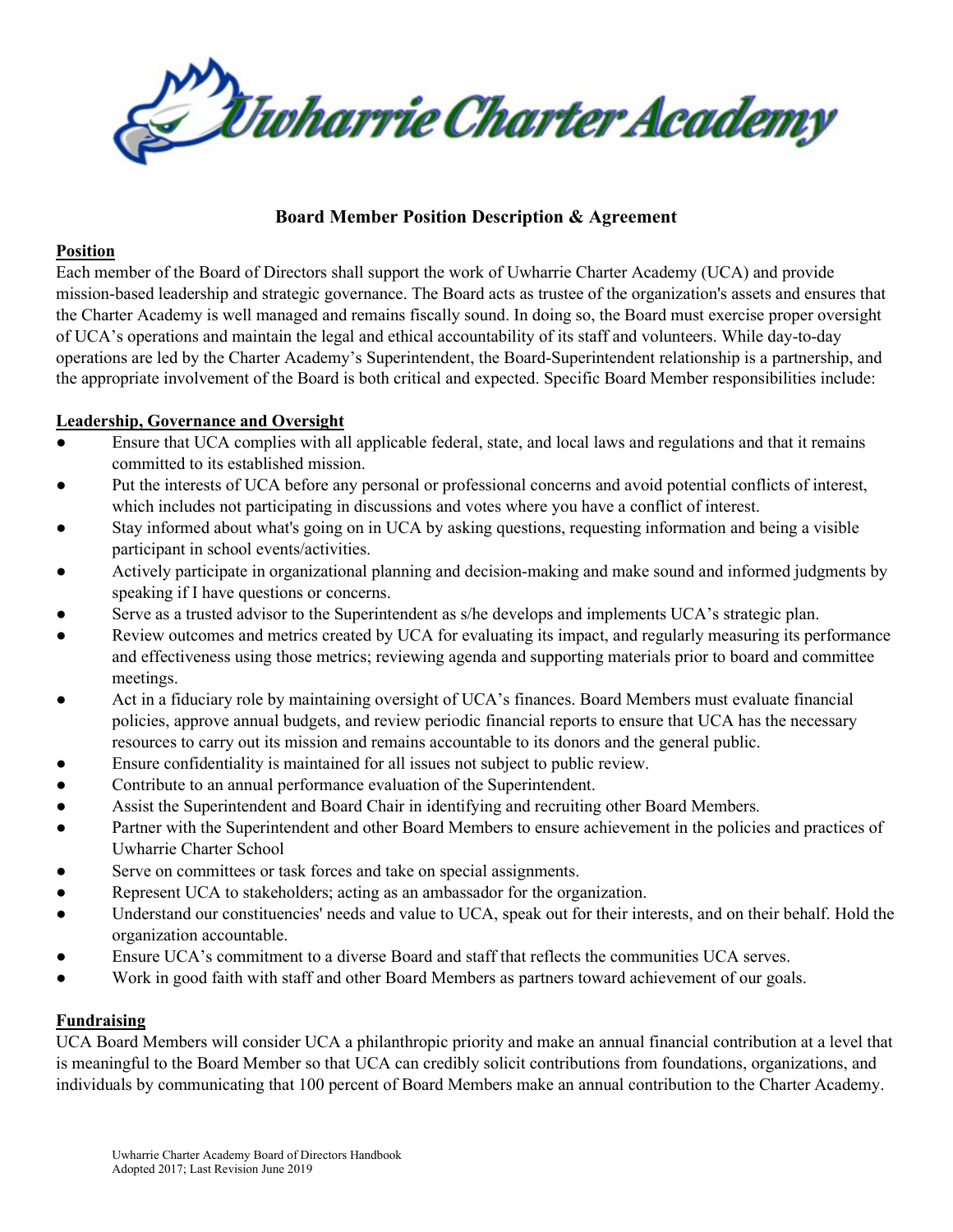# Uwharrie Charter Academy

## Board Member Position Description & Agreement

### Position

Each member of the Board of Directors shall support the work of Uwharrie Charter Academy (UCA) and provide mission-based leadership and strategic governance. The Board acts as trustee of the organization's assets and ensures that the Charter Academy is well managed and remains fiscally sound. In doing so, the Board must exercise proper oversight of UCA's operations and maintain the legal and ethical accountability of its staff and volunteers. While day-to-day operations are led by the Charter Academy's Superintendent, the Board-Superintendent relationship is a partnership, and the appropriate involvement of the Board is both critical and expected. Specific Board Member responsibilities include:

### Leadership, Governance and Oversight

- Ensure that UCA complies with all applicable federal, state, and local laws and regulations and that it remains committed to its established mission.
- Put the interests of UCA before any personal or professional concerns and avoid potential conflicts of interest, which includes not participating in discussions and votes where you have a conflict of interest.
- Stay informed about what's going on in UCA by asking questions, requesting information and being a visible participant in school events/activities.
- Actively participate in organizational planning and decision-making and make sound and informed judgments by speaking if I have questions or concerns.
- Serve as a trusted advisor to the Superintendent as s/he develops and implements UCA's strategic plan.
- Review outcomes and metrics created by UCA for evaluating its impact, and regularly measuring its performance and effectiveness using those metrics; reviewing agenda and supporting materials prior to board and committee meetings.
- Act in a fiduciary role by maintaining oversight of UCA's finances. Board Members must evaluate financial policies, approve annual budgets, and review periodic financial reports to ensure that UCA has the necessary resources to carry out its mission and remains accountable to its donors and the general public.
- Ensure confidentiality is maintained for all issues not subject to public review.
- Contribute to an annual performance evaluation of the Superintendent.
- Assist the Superintendent and Board Chair in identifying and recruiting other Board Members.
- Partner with the Superintendent and other Board Members to ensure achievement in the policies and practices of Uwharrie Charter School
- Serve on committees or task forces and take on special assignments.
- Represent UCA to stakeholders; acting as an ambassador for the organization.
- Understand our constituencies' needs and value to UCA, speak out for their interests, and on their behalf. Hold the organization accountable.
- Ensure UCA's commitment to a diverse Board and staff that reflects the communities UCA serves.
- Work in good faith with staff and other Board Members as partners toward achievement of our goals.

### Fundraising

UCA Board Members will consider UCA a philanthropic priority and make an annual financial contribution at a level that is meaningful to the Board Member so that UCA can credibly solicit contributions from foundations, organizations, and individuals by communicating that 100 percent of Board Members make an annual contribution to the Charter Academy.

Uwharrie Charter Academy Board of Directors Handbook
Adopted 2017; Last Revision June 2019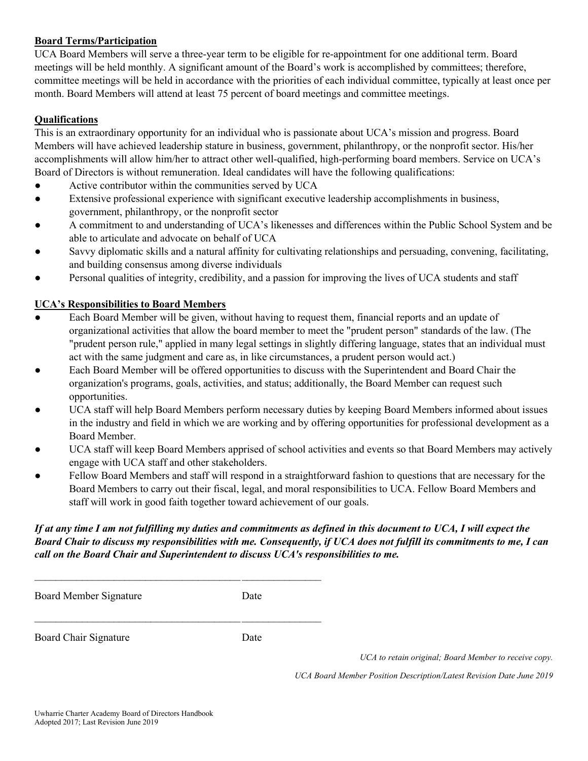**Board Terms/Participation**

UCA Board Members will serve a three-year term to be eligible for re-appointment for one additional term. Board meetings will be held monthly. A significant amount of the Board's work is accomplished by committees; therefore, committee meetings will be held in accordance with the priorities of each individual committee, typically at least once per month. Board Members will attend at least 75 percent of board meetings and committee meetings.

**Qualifications**

This is an extraordinary opportunity for an individual who is passionate about UCA's mission and progress. Board Members will have achieved leadership stature in business, government, philanthropy, or the nonprofit sector. His/her accomplishments will allow him/her to attract other well-qualified, high-performing board members. Service on UCA's Board of Directors is without remuneration. Ideal candidates will have the following qualifications:

- Active contributor within the communities served by UCA
- Extensive professional experience with significant executive leadership accomplishments in business, government, philanthropy, or the nonprofit sector
- A commitment to and understanding of UCA's likenesses and differences within the Public School System and be able to articulate and advocate on behalf of UCA
- Savvy diplomatic skills and a natural affinity for cultivating relationships and persuading, convening, facilitating, and building consensus among diverse individuals
- Personal qualities of integrity, credibility, and a passion for improving the lives of UCA students and staff

**UCA's Responsibilities to Board Members**

- Each Board Member will be given, without having to request them, financial reports and an update of organizational activities that allow the board member to meet the "prudent person" standards of the law. (The "prudent person rule," applied in many legal settings in slightly differing language, states that an individual must act with the same judgment and care as, in like circumstances, a prudent person would act.)
- Each Board Member will be offered opportunities to discuss with the Superintendent and Board Chair the organization's programs, goals, activities, and status; additionally, the Board Member can request such opportunities.
- UCA staff will help Board Members perform necessary duties by keeping Board Members informed about issues in the industry and field in which we are working and by offering opportunities for professional development as a Board Member.
- UCA staff will keep Board Members apprised of school activities and events so that Board Members may actively engage with UCA staff and other stakeholders.
- Fellow Board Members and staff will respond in a straightforward fashion to questions that are necessary for the Board Members to carry out their fiscal, legal, and moral responsibilities to UCA. Fellow Board Members and staff will work in good faith together toward achievement of our goals.

***If at any time I am not fulfilling my duties and commitments as defined in this document to UCA, I will expect the Board Chair to discuss my responsibilities with me. Consequently, if UCA does not fulfill its commitments to me, I can call on the Board Chair and Superintendent to discuss UCA's responsibilities to me.***

\_\_\_\_\_\_\_\_\_\_\_\_\_\_\_\_\_\_\_\_\_\_\_\_\_\_\_\_\_\_\_\_\_\_\_\_\_\_\_\_\_\_\_\_\_\_\_\_\_\_\_\_\_\_\_\_

Board Member Signature &nbsp;&nbsp;&nbsp;&nbsp;&nbsp;&nbsp;&nbsp;&nbsp; Date

\_\_\_\_\_\_\_\_\_\_\_\_\_\_\_\_\_\_\_\_\_\_\_\_\_\_\_\_\_\_\_\_\_\_\_\_\_\_\_\_\_\_\_\_\_\_\_\_\_\_\_\_\_\_\_\_

Board Chair Signature &nbsp;&nbsp;&nbsp;&nbsp;&nbsp;&nbsp;&nbsp;&nbsp; Date

*UCA to retain original; Board Member to receive copy.*

*UCA Board Member Position Description/Latest Revision Date June 2019*